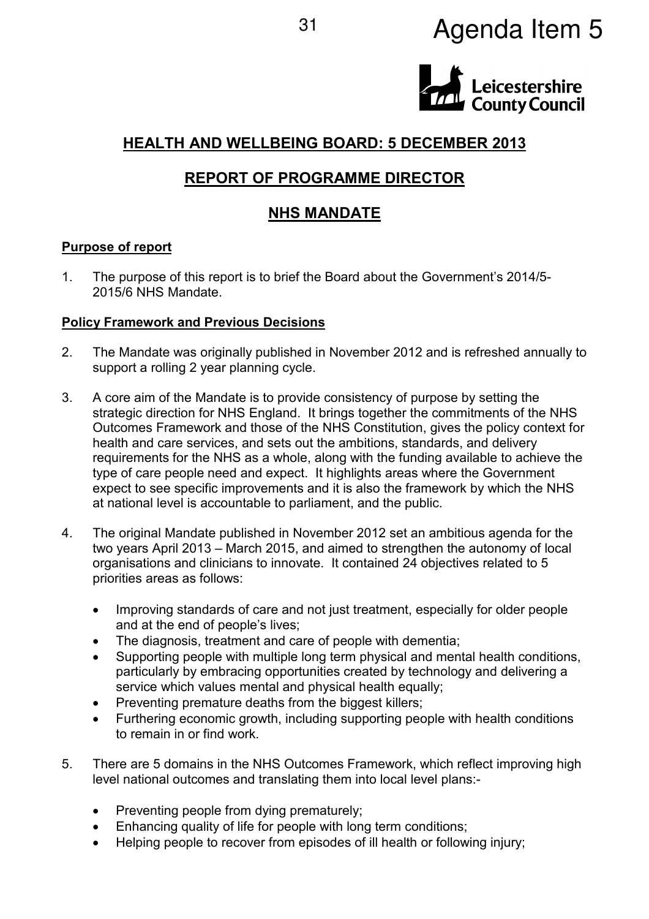Agenda Item 5

Leicestershire County Council

## HEALTH AND WELLBEING BOARD: 5 DECEMBER 2013

## REPORT OF PROGRAMME DIRECTOR

## NHS MANDATE

**Purpose of report**

1. The purpose of this report is to brief the Board about the Government's 2014/5-2015/6 NHS Mandate.

**Policy Framework and Previous Decisions**

2. The Mandate was originally published in November 2012 and is refreshed annually to support a rolling 2 year planning cycle.

3. A core aim of the Mandate is to provide consistency of purpose by setting the strategic direction for NHS England. It brings together the commitments of the NHS Outcomes Framework and those of the NHS Constitution, gives the policy context for health and care services, and sets out the ambitions, standards, and delivery requirements for the NHS as a whole, along with the funding available to achieve the type of care people need and expect. It highlights areas where the Government expect to see specific improvements and it is also the framework by which the NHS at national level is accountable to parliament, and the public.

4. The original Mandate published in November 2012 set an ambitious agenda for the two years April 2013 – March 2015, and aimed to strengthen the autonomy of local organisations and clinicians to innovate. It contained 24 objectives related to 5 priorities areas as follows:

   - Improving standards of care and not just treatment, especially for older people and at the end of people's lives;
   - The diagnosis, treatment and care of people with dementia;
   - Supporting people with multiple long term physical and mental health conditions, particularly by embracing opportunities created by technology and delivering a service which values mental and physical health equally;
   - Preventing premature deaths from the biggest killers;
   - Furthering economic growth, including supporting people with health conditions to remain in or find work.

5. There are 5 domains in the NHS Outcomes Framework, which reflect improving high level national outcomes and translating them into local level plans:-

   - Preventing people from dying prematurely;
   - Enhancing quality of life for people with long term conditions;
   - Helping people to recover from episodes of ill health or following injury;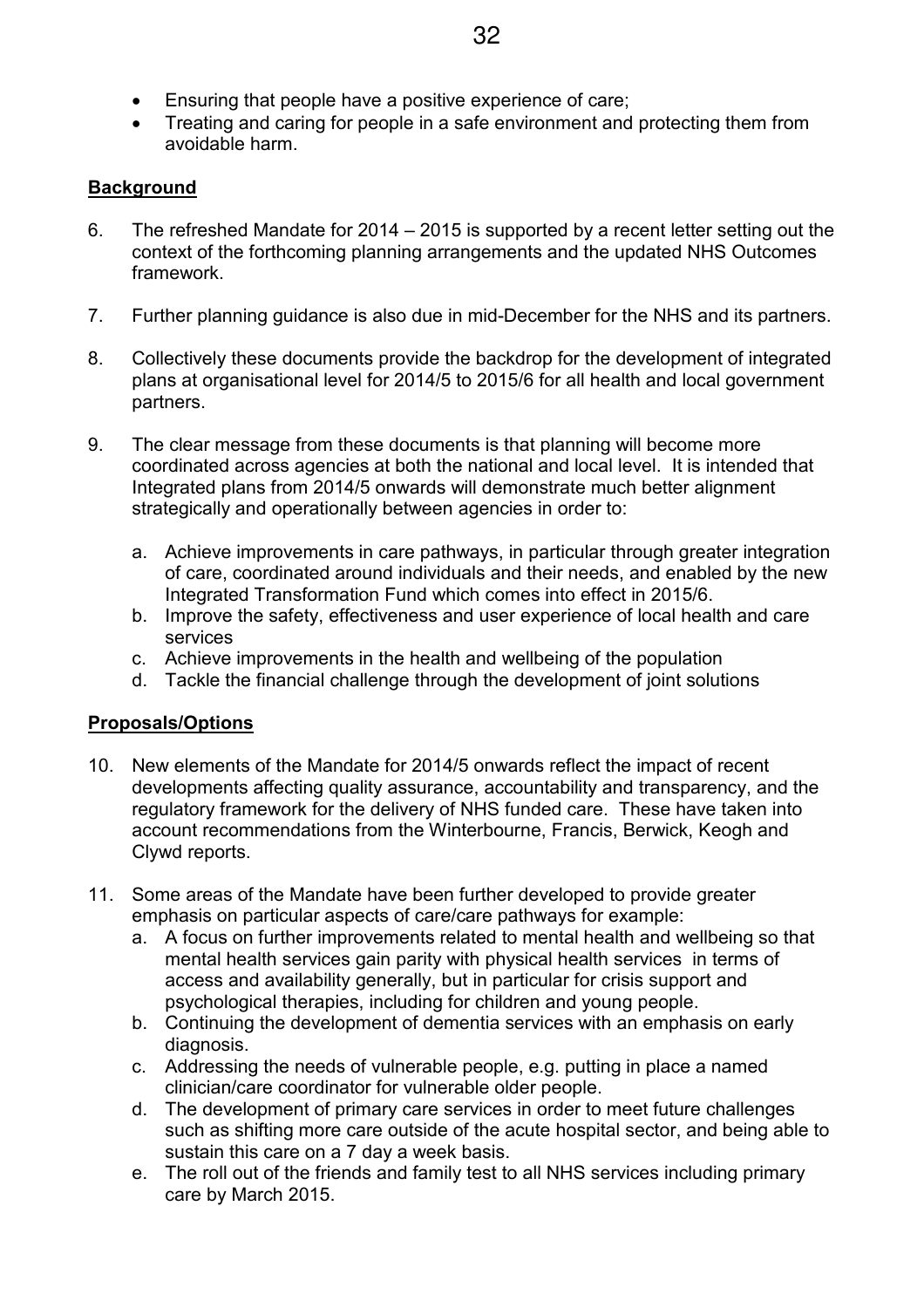- Ensuring that people have a positive experience of care;
- Treating and caring for people in a safe environment and protecting them from avoidable harm.

**Background**

6. The refreshed Mandate for 2014 – 2015 is supported by a recent letter setting out the context of the forthcoming planning arrangements and the updated NHS Outcomes framework.

7. Further planning guidance is also due in mid-December for the NHS and its partners.

8. Collectively these documents provide the backdrop for the development of integrated plans at organisational level for 2014/5 to 2015/6 for all health and local government partners.

9. The clear message from these documents is that planning will become more coordinated across agencies at both the national and local level. It is intended that Integrated plans from 2014/5 onwards will demonstrate much better alignment strategically and operationally between agencies in order to:

   a. Achieve improvements in care pathways, in particular through greater integration of care, coordinated around individuals and their needs, and enabled by the new Integrated Transformation Fund which comes into effect in 2015/6.
   b. Improve the safety, effectiveness and user experience of local health and care services
   c. Achieve improvements in the health and wellbeing of the population
   d. Tackle the financial challenge through the development of joint solutions

**Proposals/Options**

10. New elements of the Mandate for 2014/5 onwards reflect the impact of recent developments affecting quality assurance, accountability and transparency, and the regulatory framework for the delivery of NHS funded care. These have taken into account recommendations from the Winterbourne, Francis, Berwick, Keogh and Clywd reports.

11. Some areas of the Mandate have been further developed to provide greater emphasis on particular aspects of care/care pathways for example:
    a. A focus on further improvements related to mental health and wellbeing so that mental health services gain parity with physical health services in terms of access and availability generally, but in particular for crisis support and psychological therapies, including for children and young people.
    b. Continuing the development of dementia services with an emphasis on early diagnosis.
    c. Addressing the needs of vulnerable people, e.g. putting in place a named clinician/care coordinator for vulnerable older people.
    d. The development of primary care services in order to meet future challenges such as shifting more care outside of the acute hospital sector, and being able to sustain this care on a 7 day a week basis.
    e. The roll out of the friends and family test to all NHS services including primary care by March 2015.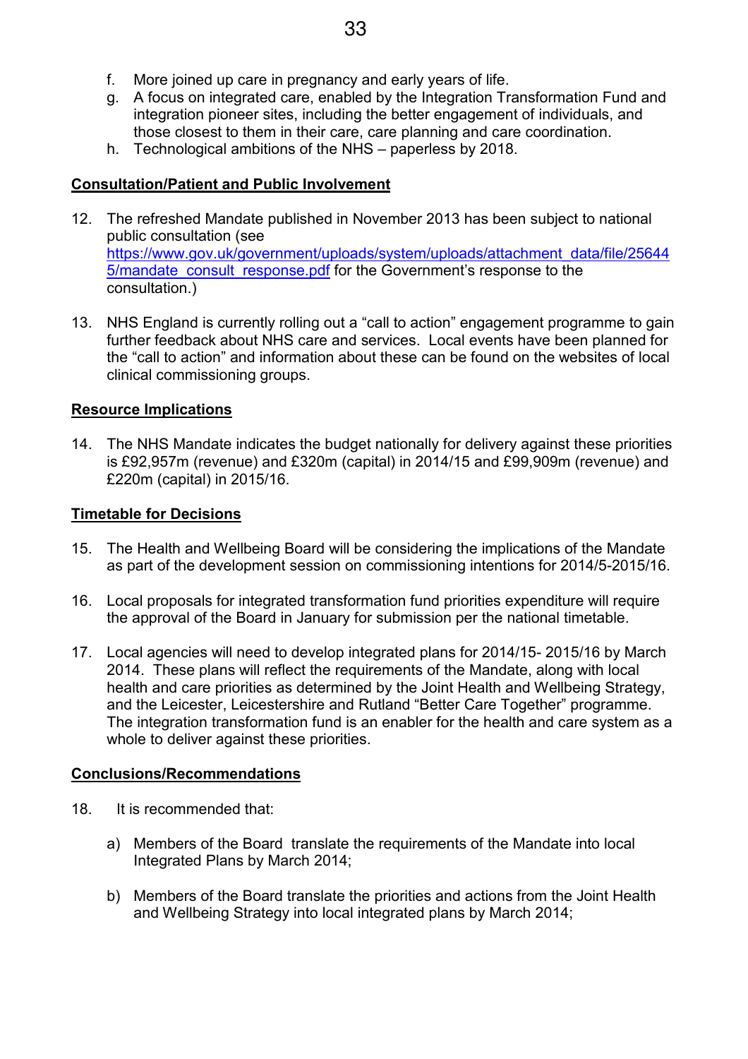f. More joined up care in pregnancy and early years of life.
g. A focus on integrated care, enabled by the Integration Transformation Fund and integration pioneer sites, including the better engagement of individuals, and those closest to them in their care, care planning and care coordination.
h. Technological ambitions of the NHS – paperless by 2018.

**Consultation/Patient and Public Involvement**

12. The refreshed Mandate published in November 2013 has been subject to national public consultation (see https://www.gov.uk/government/uploads/system/uploads/attachment_data/file/256445/mandate_consult_response.pdf for the Government's response to the consultation.)

13. NHS England is currently rolling out a "call to action" engagement programme to gain further feedback about NHS care and services. Local events have been planned for the "call to action" and information about these can be found on the websites of local clinical commissioning groups.

**Resource Implications**

14. The NHS Mandate indicates the budget nationally for delivery against these priorities is £92,957m (revenue) and £320m (capital) in 2014/15 and £99,909m (revenue) and £220m (capital) in 2015/16.

**Timetable for Decisions**

15. The Health and Wellbeing Board will be considering the implications of the Mandate as part of the development session on commissioning intentions for 2014/5-2015/16.

16. Local proposals for integrated transformation fund priorities expenditure will require the approval of the Board in January for submission per the national timetable.

17. Local agencies will need to develop integrated plans for 2014/15- 2015/16 by March 2014. These plans will reflect the requirements of the Mandate, along with local health and care priorities as determined by the Joint Health and Wellbeing Strategy, and the Leicester, Leicestershire and Rutland "Better Care Together" programme. The integration transformation fund is an enabler for the health and care system as a whole to deliver against these priorities.

**Conclusions/Recommendations**

18. It is recommended that:

a) Members of the Board translate the requirements of the Mandate into local Integrated Plans by March 2014;

b) Members of the Board translate the priorities and actions from the Joint Health and Wellbeing Strategy into local integrated plans by March 2014;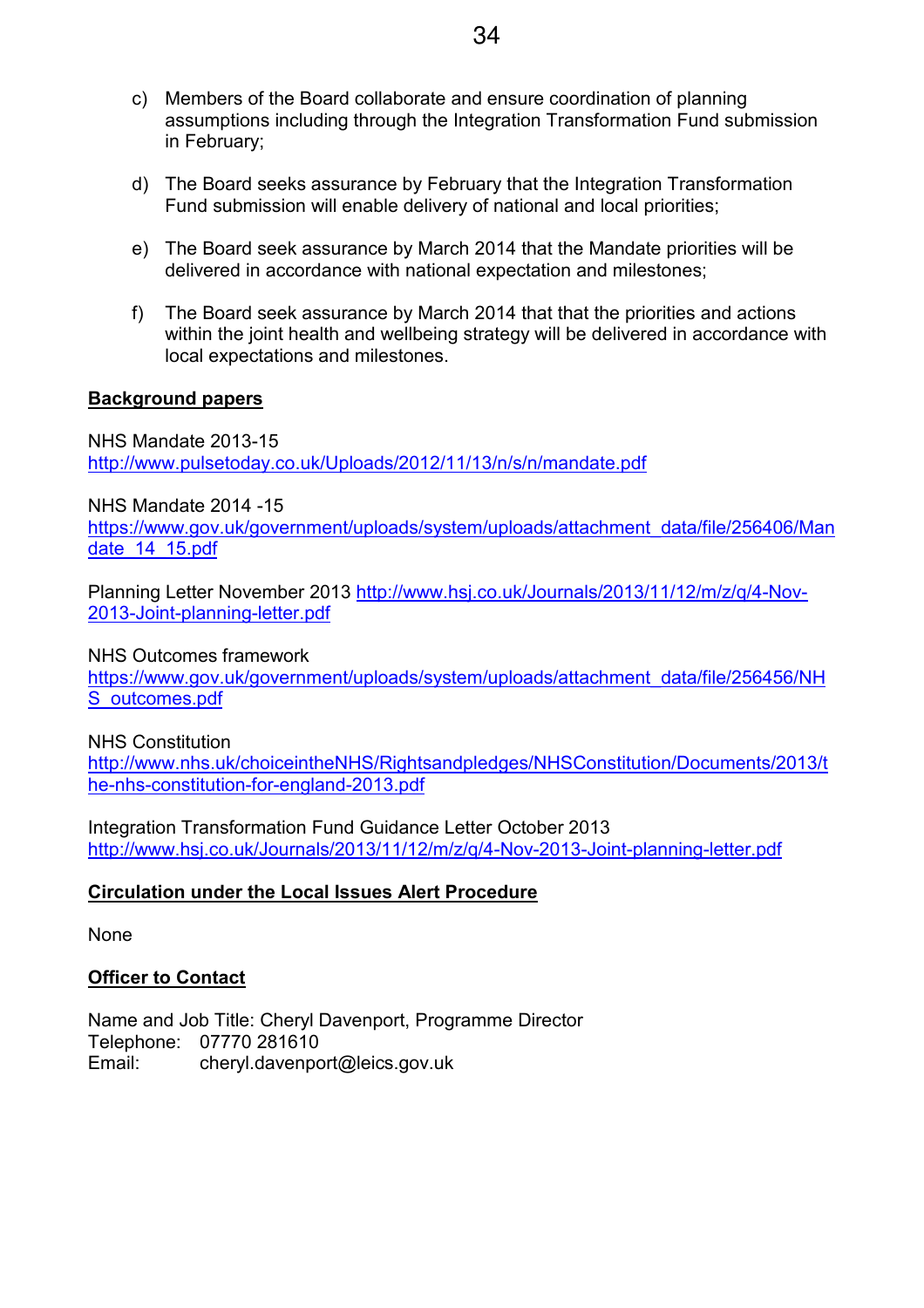c) Members of the Board collaborate and ensure coordination of planning assumptions including through the Integration Transformation Fund submission in February;

d) The Board seeks assurance by February that the Integration Transformation Fund submission will enable delivery of national and local priorities;

e) The Board seek assurance by March 2014 that the Mandate priorities will be delivered in accordance with national expectation and milestones;

f) The Board seek assurance by March 2014 that that the priorities and actions within the joint health and wellbeing strategy will be delivered in accordance with local expectations and milestones.

**Background papers**

NHS Mandate 2013-15
http://www.pulsetoday.co.uk/Uploads/2012/11/13/n/s/n/mandate.pdf

NHS Mandate 2014 -15
https://www.gov.uk/government/uploads/system/uploads/attachment_data/file/256406/Mandate_14_15.pdf

Planning Letter November 2013 http://www.hsj.co.uk/Journals/2013/11/12/m/z/q/4-Nov-2013-Joint-planning-letter.pdf

NHS Outcomes framework
https://www.gov.uk/government/uploads/system/uploads/attachment_data/file/256456/NHS_outcomes.pdf

NHS Constitution
http://www.nhs.uk/choiceintheNHS/Rightsandpledges/NHSConstitution/Documents/2013/the-nhs-constitution-for-england-2013.pdf

Integration Transformation Fund Guidance Letter October 2013
http://www.hsj.co.uk/Journals/2013/11/12/m/z/q/4-Nov-2013-Joint-planning-letter.pdf

**Circulation under the Local Issues Alert Procedure**

None

**Officer to Contact**

Name and Job Title: Cheryl Davenport, Programme Director
Telephone: 07770 281610
Email: cheryl.davenport@leics.gov.uk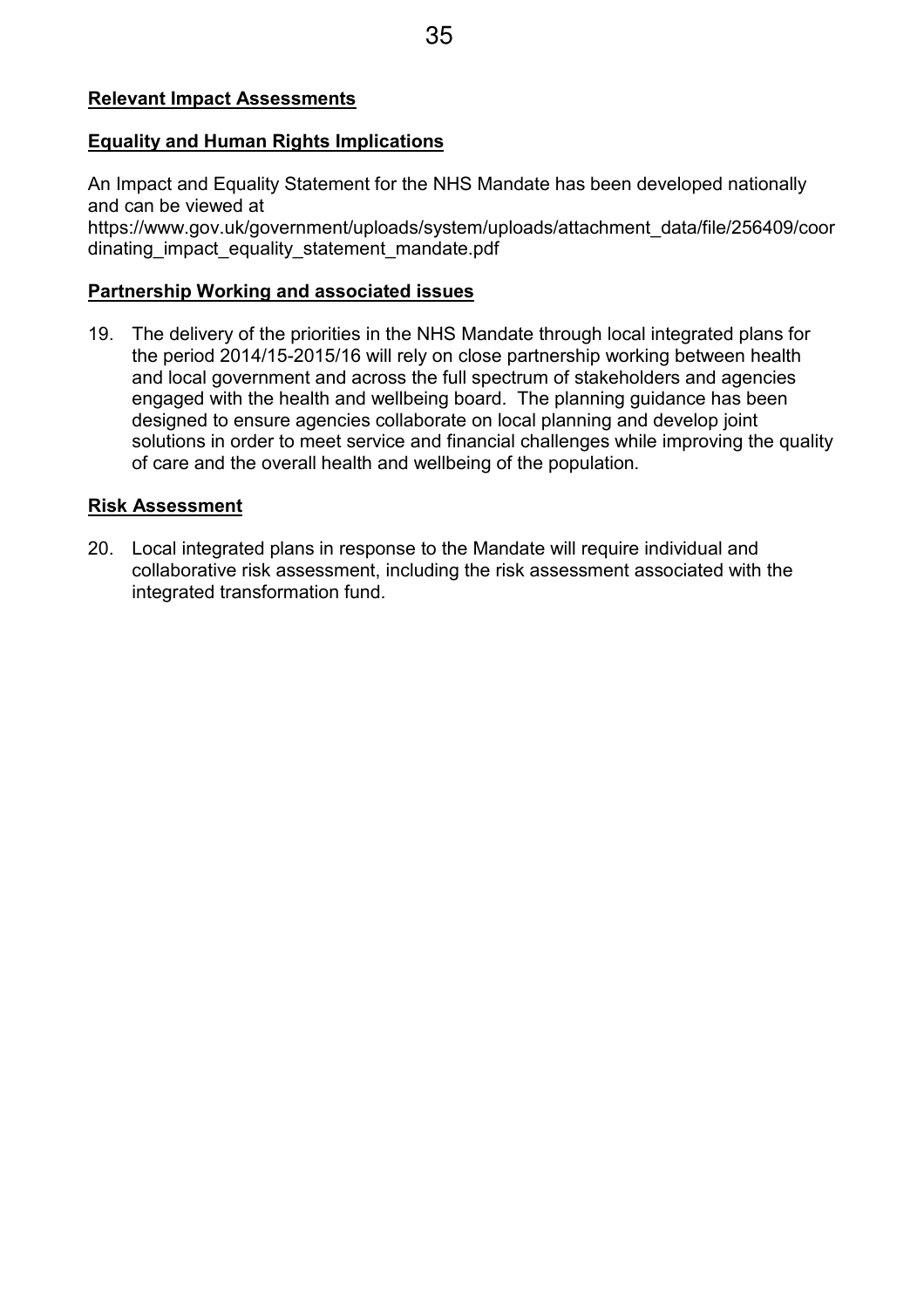**Relevant Impact Assessments**

**Equality and Human Rights Implications**

An Impact and Equality Statement for the NHS Mandate has been developed nationally and can be viewed at
https://www.gov.uk/government/uploads/system/uploads/attachment_data/file/256409/coordinating_impact_equality_statement_mandate.pdf

**Partnership Working and associated issues**

19. The delivery of the priorities in the NHS Mandate through local integrated plans for the period 2014/15-2015/16 will rely on close partnership working between health and local government and across the full spectrum of stakeholders and agencies engaged with the health and wellbeing board. The planning guidance has been designed to ensure agencies collaborate on local planning and develop joint solutions in order to meet service and financial challenges while improving the quality of care and the overall health and wellbeing of the population.

**Risk Assessment**

20. Local integrated plans in response to the Mandate will require individual and collaborative risk assessment, including the risk assessment associated with the integrated transformation fund.